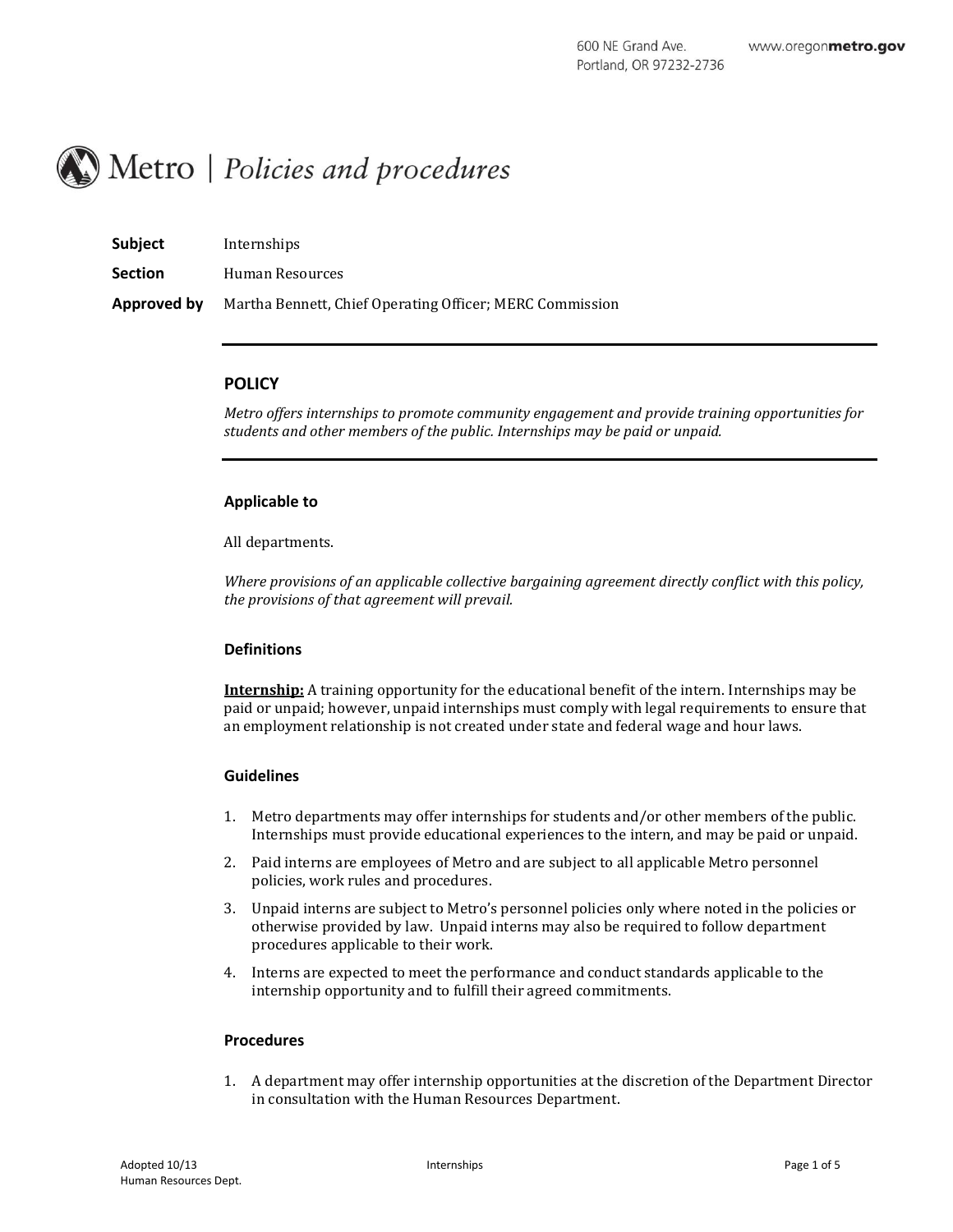600 NE Grand Ave.
Portland, OR 97232-2736
www.oregonmetro.gov

# Metro | *Policies and procedures*

**Subject** Internships

**Section** Human Resources

**Approved by** Martha Bennett, Chief Operating Officer; MERC Commission

---

## POLICY

*Metro offers internships to promote community engagement and provide training opportunities for students and other members of the public. Internships may be paid or unpaid.*

---

### Applicable to

All departments.

*Where provisions of an applicable collective bargaining agreement directly conflict with this policy, the provisions of that agreement will prevail.*

### Definitions

**Internship:** A training opportunity for the educational benefit of the intern. Internships may be paid or unpaid; however, unpaid internships must comply with legal requirements to ensure that an employment relationship is not created under state and federal wage and hour laws.

### Guidelines

1. Metro departments may offer internships for students and/or other members of the public. Internships must provide educational experiences to the intern, and may be paid or unpaid.
2. Paid interns are employees of Metro and are subject to all applicable Metro personnel policies, work rules and procedures.
3. Unpaid interns are subject to Metro's personnel policies only where noted in the policies or otherwise provided by law. Unpaid interns may also be required to follow department procedures applicable to their work.
4. Interns are expected to meet the performance and conduct standards applicable to the internship opportunity and to fulfill their agreed commitments.

### Procedures

1. A department may offer internship opportunities at the discretion of the Department Director in consultation with the Human Resources Department.

Adopted 10/13
Human Resources Dept.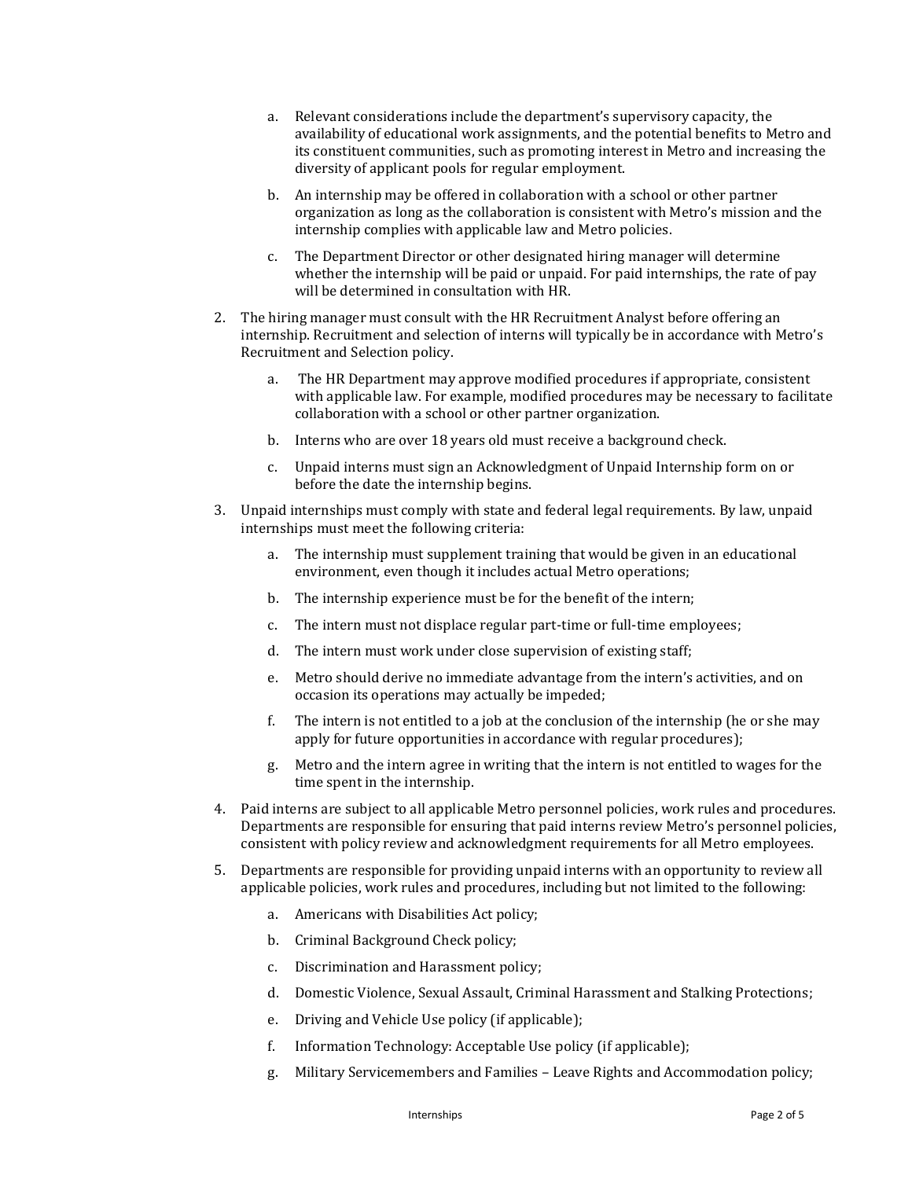a. Relevant considerations include the department's supervisory capacity, the availability of educational work assignments, and the potential benefits to Metro and its constituent communities, such as promoting interest in Metro and increasing the diversity of applicant pools for regular employment.

   b. An internship may be offered in collaboration with a school or other partner organization as long as the collaboration is consistent with Metro's mission and the internship complies with applicable law and Metro policies.

   c. The Department Director or other designated hiring manager will determine whether the internship will be paid or unpaid. For paid internships, the rate of pay will be determined in consultation with HR.

2. The hiring manager must consult with the HR Recruitment Analyst before offering an internship. Recruitment and selection of interns will typically be in accordance with Metro's Recruitment and Selection policy.

   a. The HR Department may approve modified procedures if appropriate, consistent with applicable law. For example, modified procedures may be necessary to facilitate collaboration with a school or other partner organization.

   b. Interns who are over 18 years old must receive a background check.

   c. Unpaid interns must sign an Acknowledgment of Unpaid Internship form on or before the date the internship begins.

3. Unpaid internships must comply with state and federal legal requirements. By law, unpaid internships must meet the following criteria:

   a. The internship must supplement training that would be given in an educational environment, even though it includes actual Metro operations;

   b. The internship experience must be for the benefit of the intern;

   c. The intern must not displace regular part-time or full-time employees;

   d. The intern must work under close supervision of existing staff;

   e. Metro should derive no immediate advantage from the intern's activities, and on occasion its operations may actually be impeded;

   f. The intern is not entitled to a job at the conclusion of the internship (he or she may apply for future opportunities in accordance with regular procedures);

   g. Metro and the intern agree in writing that the intern is not entitled to wages for the time spent in the internship.

4. Paid interns are subject to all applicable Metro personnel policies, work rules and procedures. Departments are responsible for ensuring that paid interns review Metro's personnel policies, consistent with policy review and acknowledgment requirements for all Metro employees.

5. Departments are responsible for providing unpaid interns with an opportunity to review all applicable policies, work rules and procedures, including but not limited to the following:

   a. Americans with Disabilities Act policy;

   b. Criminal Background Check policy;

   c. Discrimination and Harassment policy;

   d. Domestic Violence, Sexual Assault, Criminal Harassment and Stalking Protections;

   e. Driving and Vehicle Use policy (if applicable);

   f. Information Technology: Acceptable Use policy (if applicable);

   g. Military Servicemembers and Families – Leave Rights and Accommodation policy;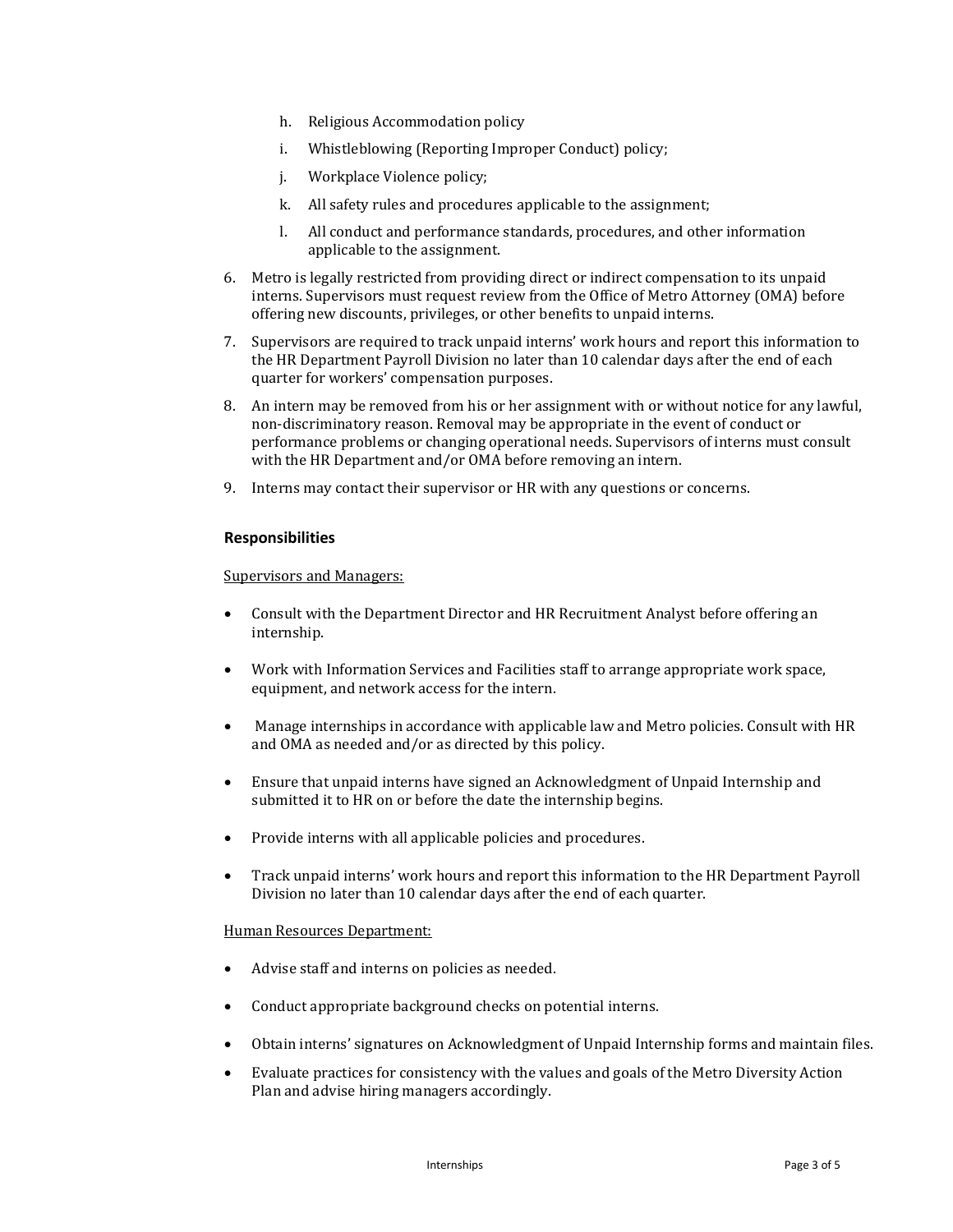h. Religious Accommodation policy
   i. Whistleblowing (Reporting Improper Conduct) policy;
   j. Workplace Violence policy;
   k. All safety rules and procedures applicable to the assignment;
   l. All conduct and performance standards, procedures, and other information applicable to the assignment.

6. Metro is legally restricted from providing direct or indirect compensation to its unpaid interns. Supervisors must request review from the Office of Metro Attorney (OMA) before offering new discounts, privileges, or other benefits to unpaid interns.
7. Supervisors are required to track unpaid interns' work hours and report this information to the HR Department Payroll Division no later than 10 calendar days after the end of each quarter for workers' compensation purposes.
8. An intern may be removed from his or her assignment with or without notice for any lawful, non-discriminatory reason. Removal may be appropriate in the event of conduct or performance problems or changing operational needs. Supervisors of interns must consult with the HR Department and/or OMA before removing an intern.
9. Interns may contact their supervisor or HR with any questions or concerns.

## Responsibilities

<u>Supervisors and Managers:</u>

- Consult with the Department Director and HR Recruitment Analyst before offering an internship.
- Work with Information Services and Facilities staff to arrange appropriate work space, equipment, and network access for the intern.
- Manage internships in accordance with applicable law and Metro policies. Consult with HR and OMA as needed and/or as directed by this policy.
- Ensure that unpaid interns have signed an Acknowledgment of Unpaid Internship and submitted it to HR on or before the date the internship begins.
- Provide interns with all applicable policies and procedures.
- Track unpaid interns' work hours and report this information to the HR Department Payroll Division no later than 10 calendar days after the end of each quarter.

<u>Human Resources Department:</u>

- Advise staff and interns on policies as needed.
- Conduct appropriate background checks on potential interns.
- Obtain interns' signatures on Acknowledgment of Unpaid Internship forms and maintain files.
- Evaluate practices for consistency with the values and goals of the Metro Diversity Action Plan and advise hiring managers accordingly.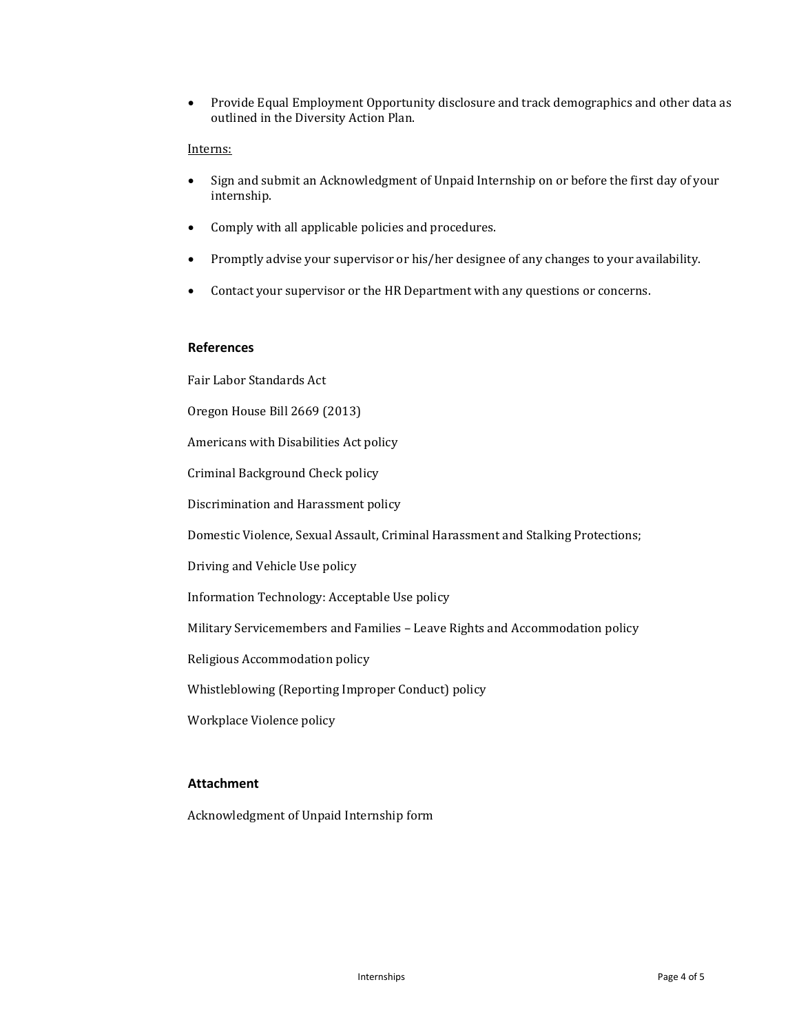- Provide Equal Employment Opportunity disclosure and track demographics and other data as outlined in the Diversity Action Plan.

Interns:

- Sign and submit an Acknowledgment of Unpaid Internship on or before the first day of your internship.
- Comply with all applicable policies and procedures.
- Promptly advise your supervisor or his/her designee of any changes to your availability.
- Contact your supervisor or the HR Department with any questions or concerns.

### References

Fair Labor Standards Act

Oregon House Bill 2669 (2013)

Americans with Disabilities Act policy

Criminal Background Check policy

Discrimination and Harassment policy

Domestic Violence, Sexual Assault, Criminal Harassment and Stalking Protections;

Driving and Vehicle Use policy

Information Technology: Acceptable Use policy

Military Servicemembers and Families – Leave Rights and Accommodation policy

Religious Accommodation policy

Whistleblowing (Reporting Improper Conduct) policy

Workplace Violence policy

### Attachment

Acknowledgment of Unpaid Internship form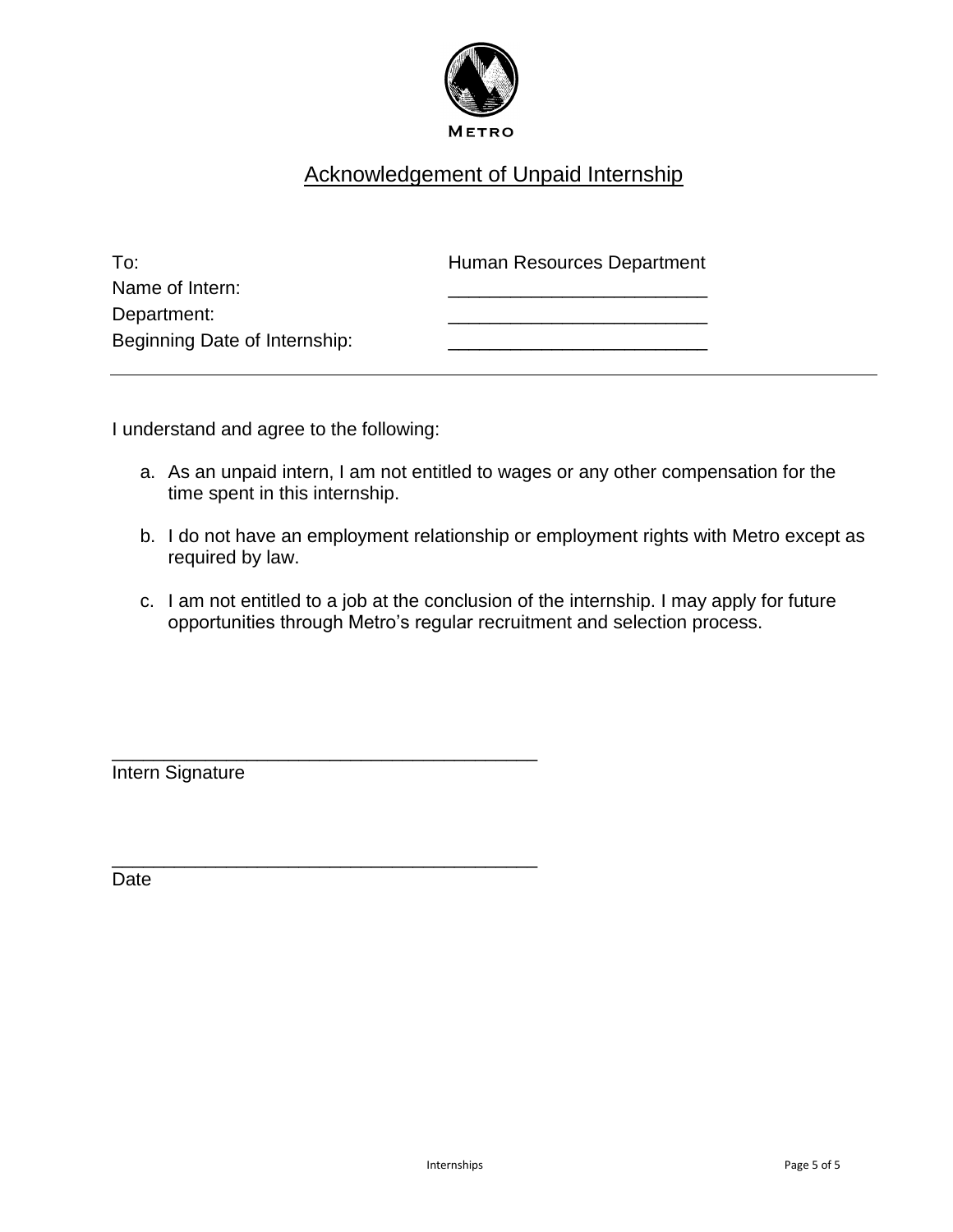METRO

# Acknowledgement of Unpaid Internship

| | |
|---|---|
| To: | Human Resources Department |
| Name of Intern: | _________________________ |
| Department: | _________________________ |
| Beginning Date of Internship: | _________________________ |

---

I understand and agree to the following:

a. As an unpaid intern, I am not entitled to wages or any other compensation for the time spent in this internship.

b. I do not have an employment relationship or employment rights with Metro except as required by law.

c. I am not entitled to a job at the conclusion of the internship. I may apply for future opportunities through Metro's regular recruitment and selection process.

_________________________________________
Intern Signature

_________________________________________
Date